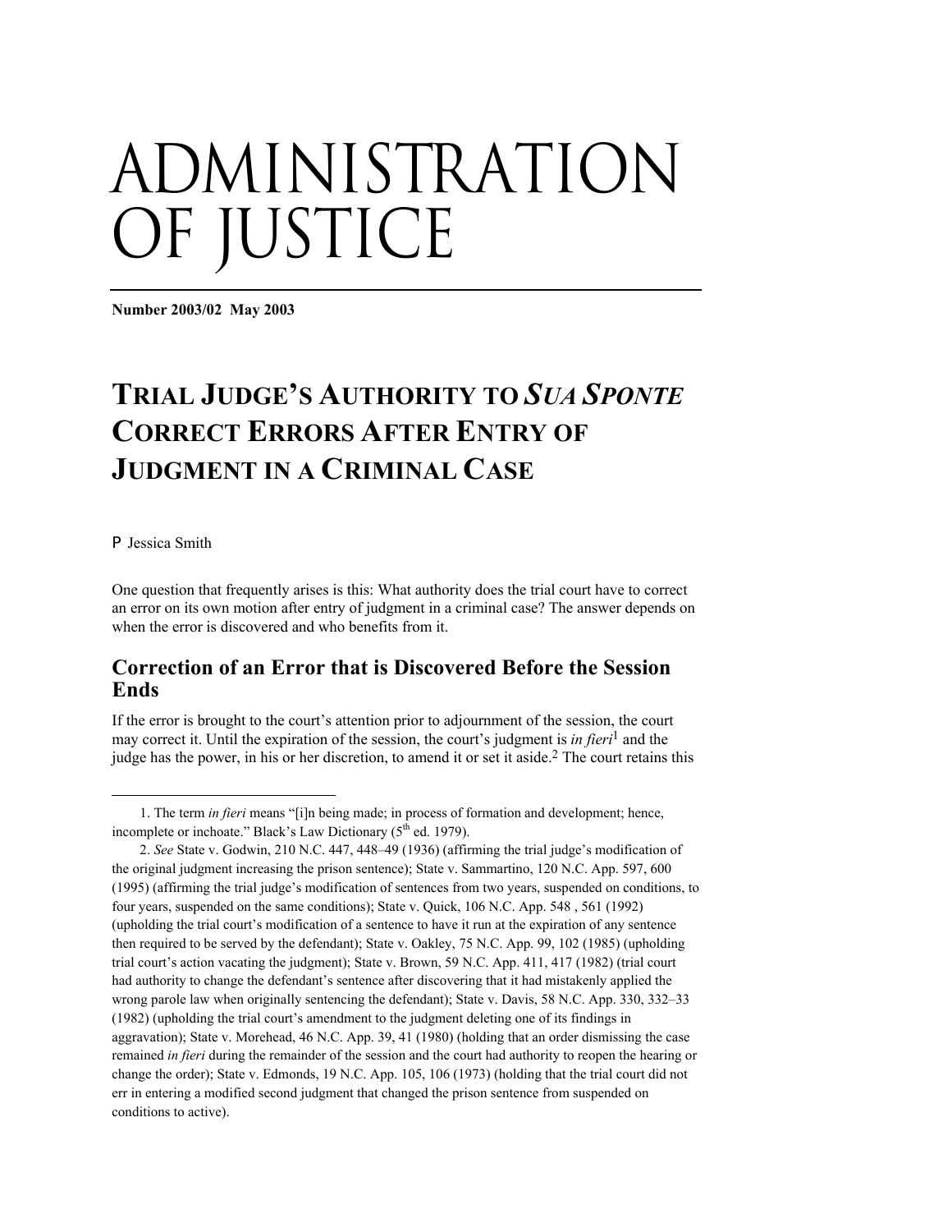# ADMINISTRATION OF JUSTICE

**Number 2003/02 May 2003**

# TRIAL JUDGE'S AUTHORITY TO *SUA SPONTE* CORRECT ERRORS AFTER ENTRY OF JUDGMENT IN A CRIMINAL CASE

P Jessica Smith

One question that frequently arises is this: What authority does the trial court have to correct an error on its own motion after entry of judgment in a criminal case? The answer depends on when the error is discovered and who benefits from it.

## Correction of an Error that is Discovered Before the Session Ends

If the error is brought to the court's attention prior to adjournment of the session, the court may correct it. Until the expiration of the session, the court's judgment is *in fieri*[1] and the judge has the power, in his or her discretion, to amend it or set it aside.[2] The court retains this

---

1. The term *in fieri* means "[i]n being made; in process of formation and development; hence, incomplete or inchoate." Black's Law Dictionary (5th ed. 1979).

2. *See* State v. Godwin, 210 N.C. 447, 448–49 (1936) (affirming the trial judge's modification of the original judgment increasing the prison sentence); State v. Sammartino, 120 N.C. App. 597, 600 (1995) (affirming the trial judge's modification of sentences from two years, suspended on conditions, to four years, suspended on the same conditions); State v. Quick, 106 N.C. App. 548 , 561 (1992) (upholding the trial court's modification of a sentence to have it run at the expiration of any sentence then required to be served by the defendant); State v. Oakley, 75 N.C. App. 99, 102 (1985) (upholding trial court's action vacating the judgment); State v. Brown, 59 N.C. App. 411, 417 (1982) (trial court had authority to change the defendant's sentence after discovering that it had mistakenly applied the wrong parole law when originally sentencing the defendant); State v. Davis, 58 N.C. App. 330, 332–33 (1982) (upholding the trial court's amendment to the judgment deleting one of its findings in aggravation); State v. Morehead, 46 N.C. App. 39, 41 (1980) (holding that an order dismissing the case remained *in fieri* during the remainder of the session and the court had authority to reopen the hearing or change the order); State v. Edmonds, 19 N.C. App. 105, 106 (1973) (holding that the trial court did not err in entering a modified second judgment that changed the prison sentence from suspended on conditions to active).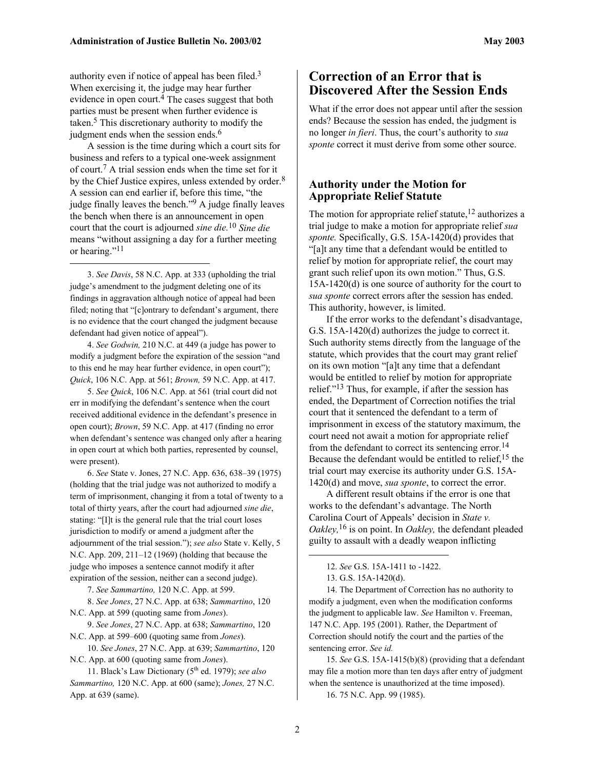authority even if notice of appeal has been filed.[3] When exercising it, the judge may hear further evidence in open court.[4] The cases suggest that both parties must be present when further evidence is taken.[5] This discretionary authority to modify the judgment ends when the session ends.[6]

A session is the time during which a court sits for business and refers to a typical one-week assignment of court.[7] A trial session ends when the time set for it by the Chief Justice expires, unless extended by order.[8] A session can end earlier if, before this time, "the judge finally leaves the bench."[9] A judge finally leaves the bench when there is an announcement in open court that the court is adjourned *sine die.*[10] *Sine die* means "without assigning a day for a further meeting or hearing."[11]

3. *See Davis*, 58 N.C. App. at 333 (upholding the trial judge's amendment to the judgment deleting one of its findings in aggravation although notice of appeal had been filed; noting that "[c]ontrary to defendant's argument, there is no evidence that the court changed the judgment because defendant had given notice of appeal").

4. *See Godwin,* 210 N.C. at 449 (a judge has power to modify a judgment before the expiration of the session "and to this end he may hear further evidence, in open court"); *Quick*, 106 N.C. App. at 561; *Brown,* 59 N.C. App. at 417.

5. *See Quick*, 106 N.C. App. at 561 (trial court did not err in modifying the defendant's sentence when the court received additional evidence in the defendant's presence in open court); *Brown*, 59 N.C. App. at 417 (finding no error when defendant's sentence was changed only after a hearing in open court at which both parties, represented by counsel, were present).

6. *See* State v. Jones, 27 N.C. App. 636, 638–39 (1975) (holding that the trial judge was not authorized to modify a term of imprisonment, changing it from a total of twenty to a total of thirty years, after the court had adjourned *sine die*, stating: "[I]t is the general rule that the trial court loses jurisdiction to modify or amend a judgment after the adjournment of the trial session."); *see also* State v. Kelly, 5 N.C. App. 209, 211–12 (1969) (holding that because the judge who imposes a sentence cannot modify it after expiration of the session, neither can a second judge).

7. *See Sammartino,* 120 N.C. App. at 599.

8. *See Jones*, 27 N.C. App. at 638; *Sammartino*, 120 N.C. App. at 599 (quoting same from *Jones*).

9. *See Jones*, 27 N.C. App. at 638; *Sammartino*, 120 N.C. App. at 599–600 (quoting same from *Jones*).

10. *See Jones*, 27 N.C. App. at 639; *Sammartino*, 120 N.C. App. at 600 (quoting same from *Jones*).

11. Black's Law Dictionary (5th ed. 1979); *see also Sammartino,* 120 N.C. App. at 600 (same); *Jones,* 27 N.C. App. at 639 (same).

## Correction of an Error that is Discovered After the Session Ends

What if the error does not appear until after the session ends? Because the session has ended, the judgment is no longer *in fieri*. Thus, the court's authority to *sua sponte* correct it must derive from some other source.

### Authority under the Motion for Appropriate Relief Statute

The motion for appropriate relief statute,[12] authorizes a trial judge to make a motion for appropriate relief *sua sponte.* Specifically, G.S. 15A-1420(d) provides that "[a]t any time that a defendant would be entitled to relief by motion for appropriate relief, the court may grant such relief upon its own motion." Thus, G.S. 15A-1420(d) is one source of authority for the court to *sua sponte* correct errors after the session has ended. This authority, however, is limited.

If the error works to the defendant's disadvantage, G.S. 15A-1420(d) authorizes the judge to correct it. Such authority stems directly from the language of the statute, which provides that the court may grant relief on its own motion "[a]t any time that a defendant would be entitled to relief by motion for appropriate relief."[13] Thus, for example, if after the session has ended, the Department of Correction notifies the trial court that it sentenced the defendant to a term of imprisonment in excess of the statutory maximum, the court need not await a motion for appropriate relief from the defendant to correct its sentencing error.[14] Because the defendant would be entitled to relief,[15] the trial court may exercise its authority under G.S. 15A-1420(d) and move, *sua sponte*, to correct the error.

A different result obtains if the error is one that works to the defendant's advantage. The North Carolina Court of Appeals' decision in *State v. Oakley,*[16] is on point. In *Oakley,* the defendant pleaded guilty to assault with a deadly weapon inflicting

12. *See* G.S. 15A-1411 to -1422.

13. G.S. 15A-1420(d).

14. The Department of Correction has no authority to modify a judgment, even when the modification conforms the judgment to applicable law. *See* Hamilton v. Freeman, 147 N.C. App. 195 (2001). Rather, the Department of Correction should notify the court and the parties of the sentencing error. *See id.*

15. *See* G.S. 15A-1415(b)(8) (providing that a defendant may file a motion more than ten days after entry of judgment when the sentence is unauthorized at the time imposed).

16. 75 N.C. App. 99 (1985).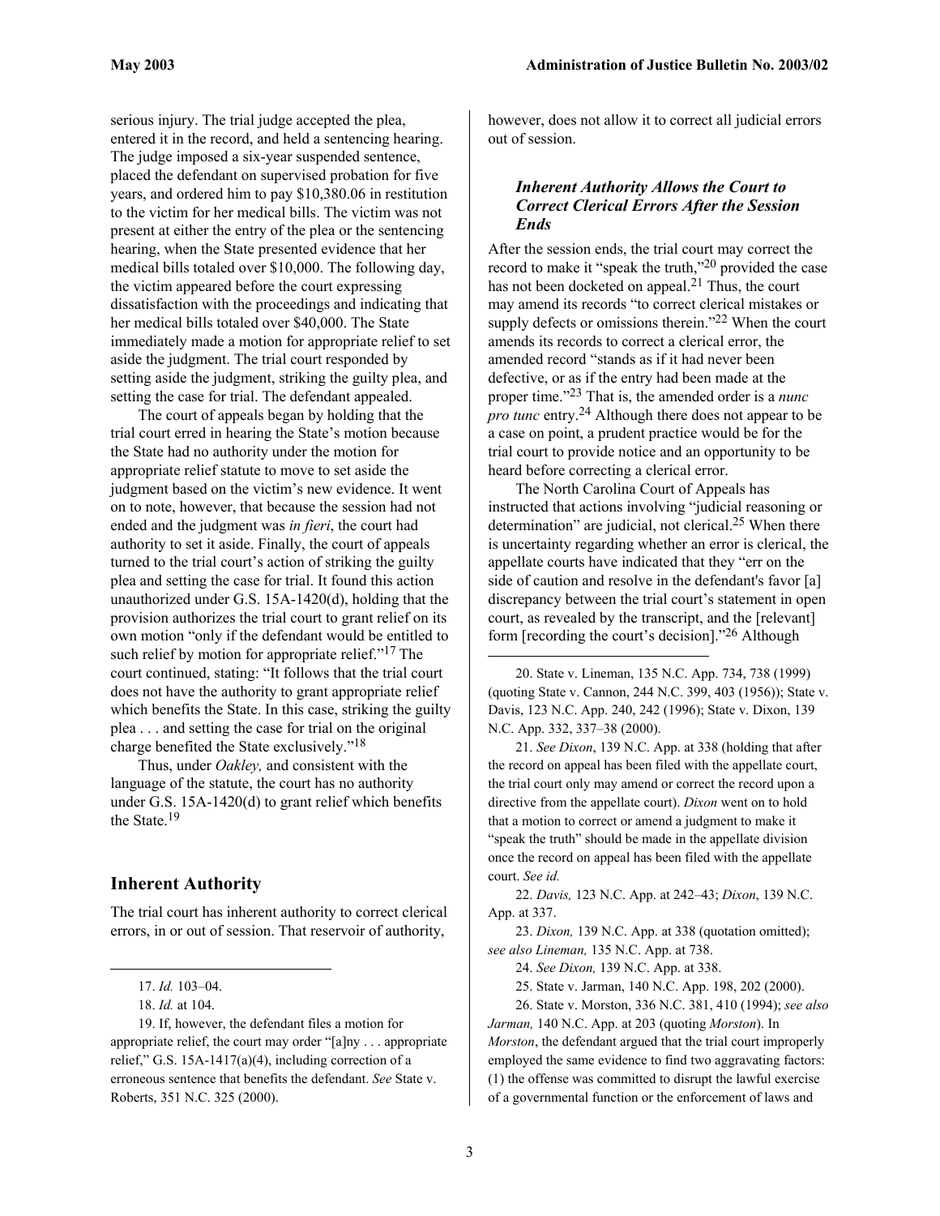serious injury. The trial judge accepted the plea, entered it in the record, and held a sentencing hearing. The judge imposed a six-year suspended sentence, placed the defendant on supervised probation for five years, and ordered him to pay $10,380.06 in restitution to the victim for her medical bills. The victim was not present at either the entry of the plea or the sentencing hearing, when the State presented evidence that her medical bills totaled over $10,000. The following day, the victim appeared before the court expressing dissatisfaction with the proceedings and indicating that her medical bills totaled over $40,000. The State immediately made a motion for appropriate relief to set aside the judgment. The trial court responded by setting aside the judgment, striking the guilty plea, and setting the case for trial. The defendant appealed.

The court of appeals began by holding that the trial court erred in hearing the State's motion because the State had no authority under the motion for appropriate relief statute to move to set aside the judgment based on the victim's new evidence. It went on to note, however, that because the session had not ended and the judgment was *in fieri*, the court had authority to set it aside. Finally, the court of appeals turned to the trial court's action of striking the guilty plea and setting the case for trial. It found this action unauthorized under G.S. 15A-1420(d), holding that the provision authorizes the trial court to grant relief on its own motion "only if the defendant would be entitled to such relief by motion for appropriate relief."[17] The court continued, stating: "It follows that the trial court does not have the authority to grant appropriate relief which benefits the State. In this case, striking the guilty plea . . . and setting the case for trial on the original charge benefited the State exclusively."[18]

Thus, under *Oakley,* and consistent with the language of the statute, the court has no authority under G.S. 15A-1420(d) to grant relief which benefits the State.[19]

## Inherent Authority

The trial court has inherent authority to correct clerical errors, in or out of session. That reservoir of authority, however, does not allow it to correct all judicial errors out of session.

### *Inherent Authority Allows the Court to Correct Clerical Errors After the Session Ends*

After the session ends, the trial court may correct the record to make it "speak the truth,"[20] provided the case has not been docketed on appeal.[21] Thus, the court may amend its records "to correct clerical mistakes or supply defects or omissions therein."[22] When the court amends its records to correct a clerical error, the amended record "stands as if it had never been defective, or as if the entry had been made at the proper time."[23] That is, the amended order is a *nunc pro tunc* entry.[24] Although there does not appear to be a case on point, a prudent practice would be for the trial court to provide notice and an opportunity to be heard before correcting a clerical error.

The North Carolina Court of Appeals has instructed that actions involving "judicial reasoning or determination" are judicial, not clerical.[25] When there is uncertainty regarding whether an error is clerical, the appellate courts have indicated that they "err on the side of caution and resolve in the defendant's favor [a] discrepancy between the trial court's statement in open court, as revealed by the transcript, and the [relevant] form [recording the court's decision]."[26] Although

---

17. *Id.* 103–04.

18. *Id.* at 104.

19. If, however, the defendant files a motion for appropriate relief, the court may order "[a]ny . . . appropriate relief," G.S. 15A-1417(a)(4), including correction of a erroneous sentence that benefits the defendant. *See* State v. Roberts, 351 N.C. 325 (2000).

20. State v. Lineman, 135 N.C. App. 734, 738 (1999) (quoting State v. Cannon, 244 N.C. 399, 403 (1956)); State v. Davis, 123 N.C. App. 240, 242 (1996); State v. Dixon, 139 N.C. App. 332, 337–38 (2000).

21. *See Dixon*, 139 N.C. App. at 338 (holding that after the record on appeal has been filed with the appellate court, the trial court only may amend or correct the record upon a directive from the appellate court). *Dixon* went on to hold that a motion to correct or amend a judgment to make it "speak the truth" should be made in the appellate division once the record on appeal has been filed with the appellate court. *See id.*

22. *Davis,* 123 N.C. App. at 242–43; *Dixon*, 139 N.C. App. at 337.

23. *Dixon,* 139 N.C. App. at 338 (quotation omitted); *see also Lineman,* 135 N.C. App. at 738.

24. *See Dixon,* 139 N.C. App. at 338.

25. State v. Jarman, 140 N.C. App. 198, 202 (2000).

26. State v. Morston, 336 N.C. 381, 410 (1994); *see also Jarman,* 140 N.C. App. at 203 (quoting *Morston*). In *Morston*, the defendant argued that the trial court improperly employed the same evidence to find two aggravating factors: (1) the offense was committed to disrupt the lawful exercise of a governmental function or the enforcement of laws and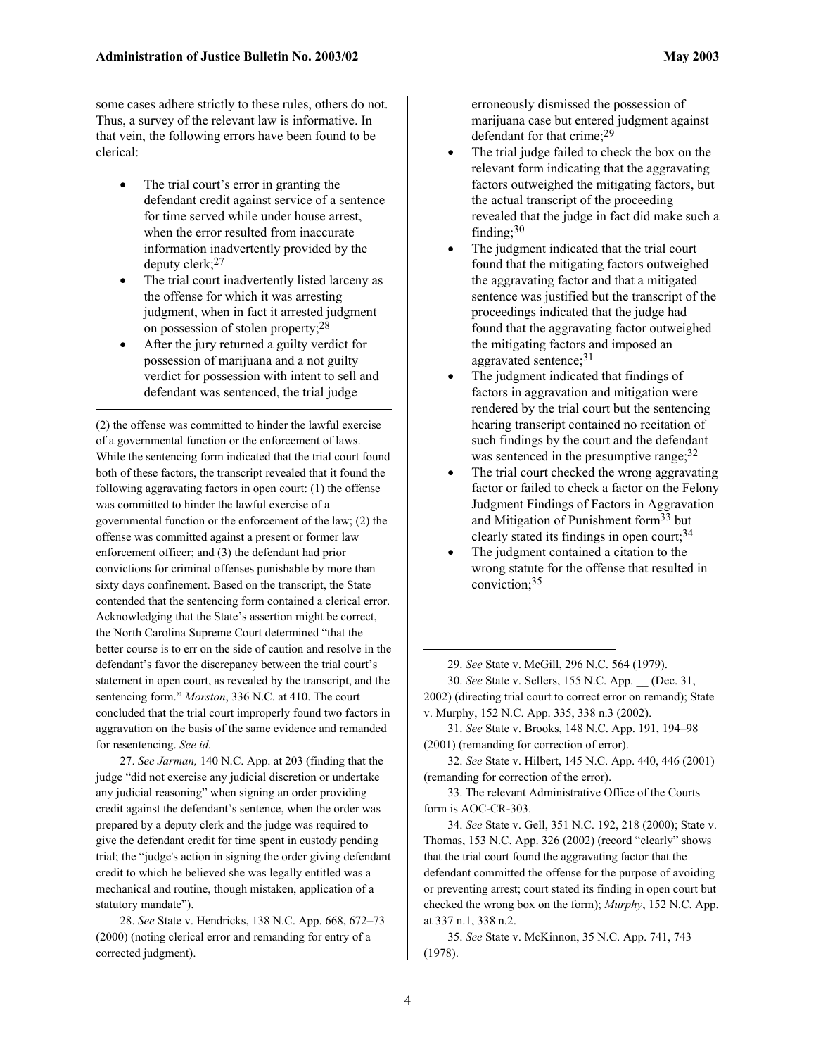some cases adhere strictly to these rules, others do not. Thus, a survey of the relevant law is informative. In that vein, the following errors have been found to be clerical:

- The trial court's error in granting the defendant credit against service of a sentence for time served while under house arrest, when the error resulted from inaccurate information inadvertently provided by the deputy clerk;[27]
- The trial court inadvertently listed larceny as the offense for which it was arresting judgment, when in fact it arrested judgment on possession of stolen property;[28]
- After the jury returned a guilty verdict for possession of marijuana and a not guilty verdict for possession with intent to sell and defendant was sentenced, the trial judge erroneously dismissed the possession of marijuana case but entered judgment against defendant for that crime;[29]
- The trial judge failed to check the box on the relevant form indicating that the aggravating factors outweighed the mitigating factors, but the actual transcript of the proceeding revealed that the judge in fact did make such a finding;[30]
- The judgment indicated that the trial court found that the mitigating factors outweighed the aggravating factor and that a mitigated sentence was justified but the transcript of the proceedings indicated that the judge had found that the aggravating factor outweighed the mitigating factors and imposed an aggravated sentence;[31]
- The judgment indicated that findings of factors in aggravation and mitigation were rendered by the trial court but the sentencing hearing transcript contained no recitation of such findings by the court and the defendant was sentenced in the presumptive range;[32]
- The trial court checked the wrong aggravating factor or failed to check a factor on the Felony Judgment Findings of Factors in Aggravation and Mitigation of Punishment form[33] but clearly stated its findings in open court;[34]
- The judgment contained a citation to the wrong statute for the offense that resulted in conviction;[35]

---

(2) the offense was committed to hinder the lawful exercise of a governmental function or the enforcement of laws. While the sentencing form indicated that the trial court found both of these factors, the transcript revealed that it found the following aggravating factors in open court: (1) the offense was committed to hinder the lawful exercise of a governmental function or the enforcement of the law; (2) the offense was committed against a present or former law enforcement officer; and (3) the defendant had prior convictions for criminal offenses punishable by more than sixty days confinement. Based on the transcript, the State contended that the sentencing form contained a clerical error. Acknowledging that the State's assertion might be correct, the North Carolina Supreme Court determined "that the better course is to err on the side of caution and resolve in the defendant's favor the discrepancy between the trial court's statement in open court, as revealed by the transcript, and the sentencing form." *Morston*, 336 N.C. at 410. The court concluded that the trial court improperly found two factors in aggravation on the basis of the same evidence and remanded for resentencing. *See id.*

27. *See Jarman,* 140 N.C. App. at 203 (finding that the judge "did not exercise any judicial discretion or undertake any judicial reasoning" when signing an order providing credit against the defendant's sentence, when the order was prepared by a deputy clerk and the judge was required to give the defendant credit for time spent in custody pending trial; the "judge's action in signing the order giving defendant credit to which he believed she was legally entitled was a mechanical and routine, though mistaken, application of a statutory mandate").

28. *See* State v. Hendricks, 138 N.C. App. 668, 672–73 (2000) (noting clerical error and remanding for entry of a corrected judgment).

29. *See* State v. McGill, 296 N.C. 564 (1979).

30. *See* State v. Sellers, 155 N.C. App. __ (Dec. 31, 2002) (directing trial court to correct error on remand); State v. Murphy, 152 N.C. App. 335, 338 n.3 (2002).

31. *See* State v. Brooks, 148 N.C. App. 191, 194–98 (2001) (remanding for correction of error).

32. *See* State v. Hilbert, 145 N.C. App. 440, 446 (2001) (remanding for correction of the error).

33. The relevant Administrative Office of the Courts form is AOC-CR-303.

34. *See* State v. Gell, 351 N.C. 192, 218 (2000); State v. Thomas, 153 N.C. App. 326 (2002) (record "clearly" shows that the trial court found the aggravating factor that the defendant committed the offense for the purpose of avoiding or preventing arrest; court stated its finding in open court but checked the wrong box on the form); *Murphy*, 152 N.C. App. at 337 n.1, 338 n.2.

35. *See* State v. McKinnon, 35 N.C. App. 741, 743 (1978).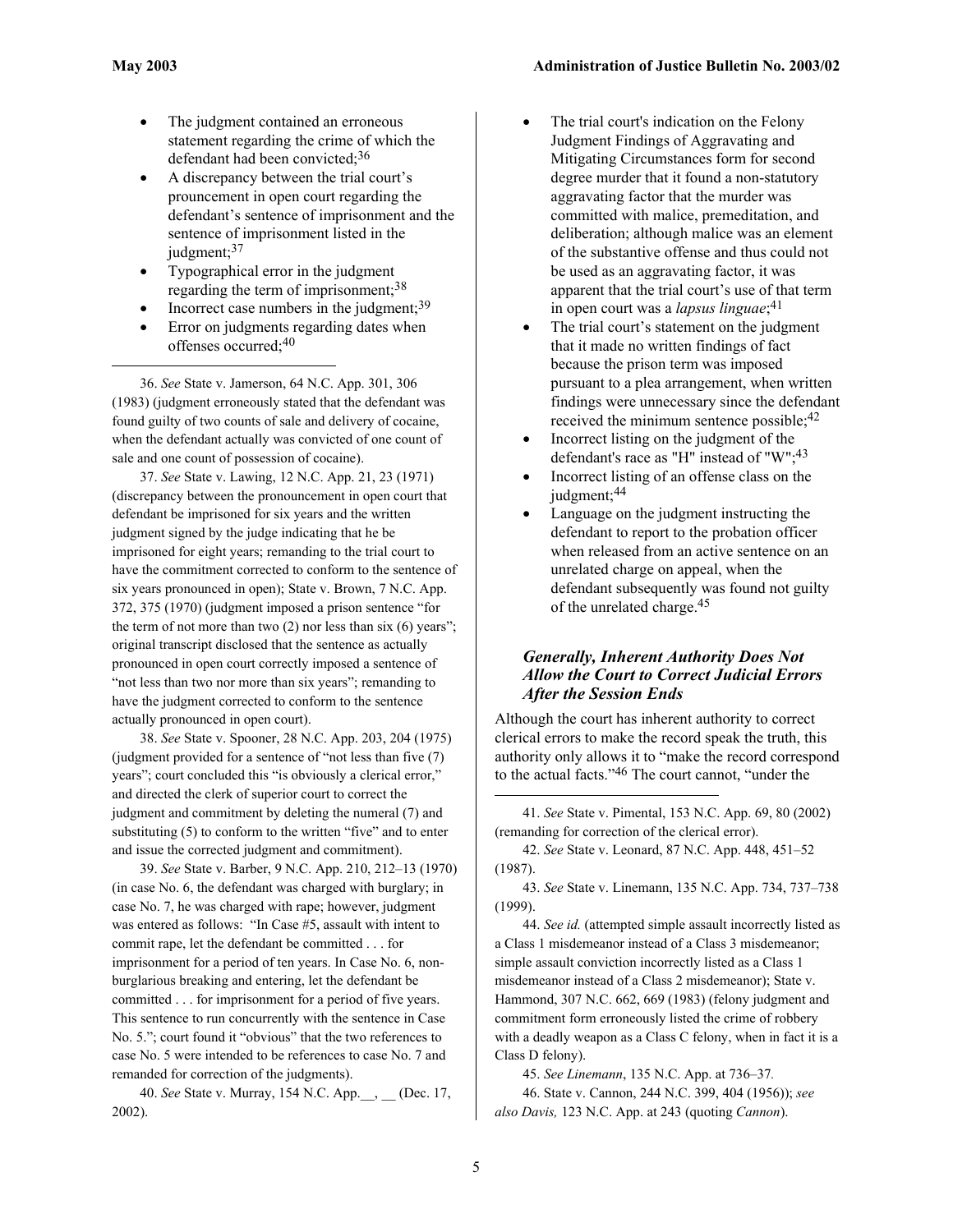- The judgment contained an erroneous statement regarding the crime of which the defendant had been convicted;[36]
- A discrepancy between the trial court's prounouncement in open court regarding the defendant's sentence of imprisonment and the sentence of imprisonment listed in the judgment;[37]
- Typographical error in the judgment regarding the term of imprisonment;[38]
- Incorrect case numbers in the judgment;[39]
- Error on judgments regarding dates when offenses occurred;[40]
- The trial court's indication on the Felony Judgment Findings of Aggravating and Mitigating Circumstances form for second degree murder that it found a non-statutory aggravating factor that the murder was committed with malice, premeditation, and deliberation; although malice was an element of the substantive offense and thus could not be used as an aggravating factor, it was apparent that the trial court's use of that term in open court was a *lapsus linguae*;[41]
- The trial court's statement on the judgment that it made no written findings of fact because the prison term was imposed pursuant to a plea arrangement, when written findings were unnecessary since the defendant received the minimum sentence possible;[42]
- Incorrect listing on the judgment of the defendant's race as "H" instead of "W";[43]
- Incorrect listing of an offense class on the judgment;[44]
- Language on the judgment instructing the defendant to report to the probation officer when released from an active sentence on an unrelated charge on appeal, when the defendant subsequently was found not guilty of the unrelated charge.[45]

### *Generally, Inherent Authority Does Not Allow the Court to Correct Judicial Errors After the Session Ends*

Although the court has inherent authority to correct clerical errors to make the record speak the truth, this authority only allows it to "make the record correspond to the actual facts."[46] The court cannot, "under the

---

36. *See* State v. Jamerson, 64 N.C. App. 301, 306 (1983) (judgment erroneously stated that the defendant was found guilty of two counts of sale and delivery of cocaine, when the defendant actually was convicted of one count of sale and one count of possession of cocaine).

37. *See* State v. Lawing, 12 N.C. App. 21, 23 (1971) (discrepancy between the pronouncement in open court that defendant be imprisoned for six years and the written judgment signed by the judge indicating that he be imprisoned for eight years; remanding to the trial court to have the commitment corrected to conform to the sentence of six years pronounced in open); State v. Brown, 7 N.C. App. 372, 375 (1970) (judgment imposed a prison sentence "for the term of not more than two (2) nor less than six (6) years"; original transcript disclosed that the sentence as actually pronounced in open court correctly imposed a sentence of "not less than two nor more than six years"; remanding to have the judgment corrected to conform to the sentence actually pronounced in open court).

38. *See* State v. Spooner, 28 N.C. App. 203, 204 (1975) (judgment provided for a sentence of "not less than five (7) years"; court concluded this "is obviously a clerical error," and directed the clerk of superior court to correct the judgment and commitment by deleting the numeral (7) and substituting (5) to conform to the written "five" and to enter and issue the corrected judgment and commitment).

39. *See* State v. Barber, 9 N.C. App. 210, 212–13 (1970) (in case No. 6, the defendant was charged with burglary; in case No. 7, he was charged with rape; however, judgment was entered as follows: "In Case #5, assault with intent to commit rape, let the defendant be committed . . . for imprisonment for a period of ten years. In Case No. 6, non-burglarious breaking and entering, let the defendant be committed . . . for imprisonment for a period of five years. This sentence to run concurrently with the sentence in Case No. 5."; court found it "obvious" that the two references to case No. 5 were intended to be references to case No. 7 and remanded for correction of the judgments).

40. *See* State v. Murray, 154 N.C. App.\_\_, \_\_ (Dec. 17, 2002).

41. *See* State v. Pimental, 153 N.C. App. 69, 80 (2002) (remanding for correction of the clerical error).

42. *See* State v. Leonard, 87 N.C. App. 448, 451–52 (1987).

43. *See* State v. Linemann, 135 N.C. App. 734, 737–738 (1999).

44. *See id.* (attempted simple assault incorrectly listed as a Class 1 misdemeanor instead of a Class 3 misdemeanor; simple assault conviction incorrectly listed as a Class 1 misdemeanor instead of a Class 2 misdemeanor); State v. Hammond, 307 N.C. 662, 669 (1983) (felony judgment and commitment form erroneously listed the crime of robbery with a deadly weapon as a Class C felony, when in fact it is a Class D felony).

45. *See Linemann*, 135 N.C. App. at 736–37*.*

46. State v. Cannon, 244 N.C. 399, 404 (1956)); *see also Davis,* 123 N.C. App. at 243 (quoting *Cannon*).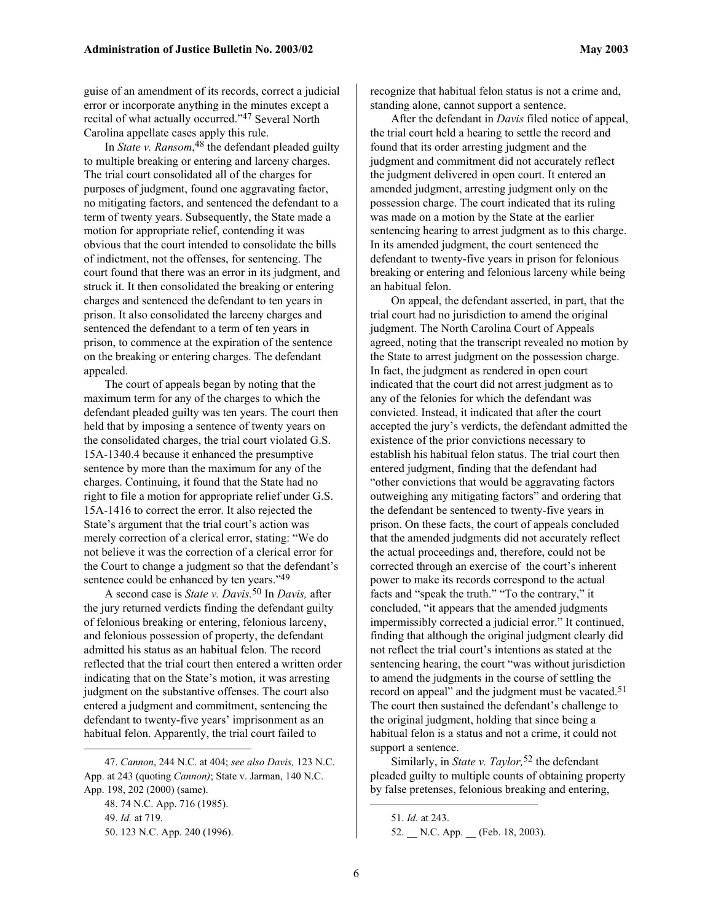guise of an amendment of its records, correct a judicial error or incorporate anything in the minutes except a recital of what actually occurred."[47] Several North Carolina appellate cases apply this rule.

In *State v. Ransom*,[48] the defendant pleaded guilty to multiple breaking or entering and larceny charges. The trial court consolidated all of the charges for purposes of judgment, found one aggravating factor, no mitigating factors, and sentenced the defendant to a term of twenty years. Subsequently, the State made a motion for appropriate relief, contending it was obvious that the court intended to consolidate the bills of indictment, not the offenses, for sentencing. The court found that there was an error in its judgment, and struck it. It then consolidated the breaking or entering charges and sentenced the defendant to ten years in prison. It also consolidated the larceny charges and sentenced the defendant to a term of ten years in prison, to commence at the expiration of the sentence on the breaking or entering charges. The defendant appealed.

The court of appeals began by noting that the maximum term for any of the charges to which the defendant pleaded guilty was ten years. The court then held that by imposing a sentence of twenty years on the consolidated charges, the trial court violated G.S. 15A-1340.4 because it enhanced the presumptive sentence by more than the maximum for any of the charges. Continuing, it found that the State had no right to file a motion for appropriate relief under G.S. 15A-1416 to correct the error. It also rejected the State's argument that the trial court's action was merely correction of a clerical error, stating: "We do not believe it was the correction of a clerical error for the Court to change a judgment so that the defendant's sentence could be enhanced by ten years."[49]

A second case is *State v. Davis.*[50] In *Davis,* after the jury returned verdicts finding the defendant guilty of felonious breaking or entering, felonious larceny, and felonious possession of property, the defendant admitted his status as an habitual felon. The record reflected that the trial court then entered a written order indicating that on the State's motion, it was arresting judgment on the substantive offenses. The court also entered a judgment and commitment, sentencing the defendant to twenty-five years' imprisonment as an habitual felon. Apparently, the trial court failed to recognize that habitual felon status is not a crime and, standing alone, cannot support a sentence.

After the defendant in *Davis* filed notice of appeal, the trial court held a hearing to settle the record and found that its order arresting judgment and the judgment and commitment did not accurately reflect the judgment delivered in open court. It entered an amended judgment, arresting judgment only on the possession charge. The court indicated that its ruling was made on a motion by the State at the earlier sentencing hearing to arrest judgment as to this charge. In its amended judgment, the court sentenced the defendant to twenty-five years in prison for felonious breaking or entering and felonious larceny while being an habitual felon.

On appeal, the defendant asserted, in part, that the trial court had no jurisdiction to amend the original judgment. The North Carolina Court of Appeals agreed, noting that the transcript revealed no motion by the State to arrest judgment on the possession charge. In fact, the judgment as rendered in open court indicated that the court did not arrest judgment as to any of the felonies for which the defendant was convicted. Instead, it indicated that after the court accepted the jury's verdicts, the defendant admitted the existence of the prior convictions necessary to establish his habitual felon status. The trial court then entered judgment, finding that the defendant had "other convictions that would be aggravating factors outweighing any mitigating factors" and ordering that the defendant be sentenced to twenty-five years in prison. On these facts, the court of appeals concluded that the amended judgments did not accurately reflect the actual proceedings and, therefore, could not be corrected through an exercise of the court's inherent power to make its records correspond to the actual facts and "speak the truth." "To the contrary," it concluded, "it appears that the amended judgments impermissibly corrected a judicial error." It continued, finding that although the original judgment clearly did not reflect the trial court's intentions as stated at the sentencing hearing, the court "was without jurisdiction to amend the judgments in the course of settling the record on appeal" and the judgment must be vacated.[51] The court then sustained the defendant's challenge to the original judgment, holding that since being a habitual felon is a status and not a crime, it could not support a sentence.

Similarly, in *State v. Taylor,*[52] the defendant pleaded guilty to multiple counts of obtaining property by false pretenses, felonious breaking and entering,

---

47. *Cannon*, 244 N.C. at 404; *see also Davis,* 123 N.C. App. at 243 (quoting *Cannon)*; State v. Jarman, 140 N.C. App. 198, 202 (2000) (same).

48. 74 N.C. App. 716 (1985).

49. *Id.* at 719.

50. 123 N.C. App. 240 (1996).

51. *Id.* at 243.

52. __ N.C. App. __ (Feb. 18, 2003).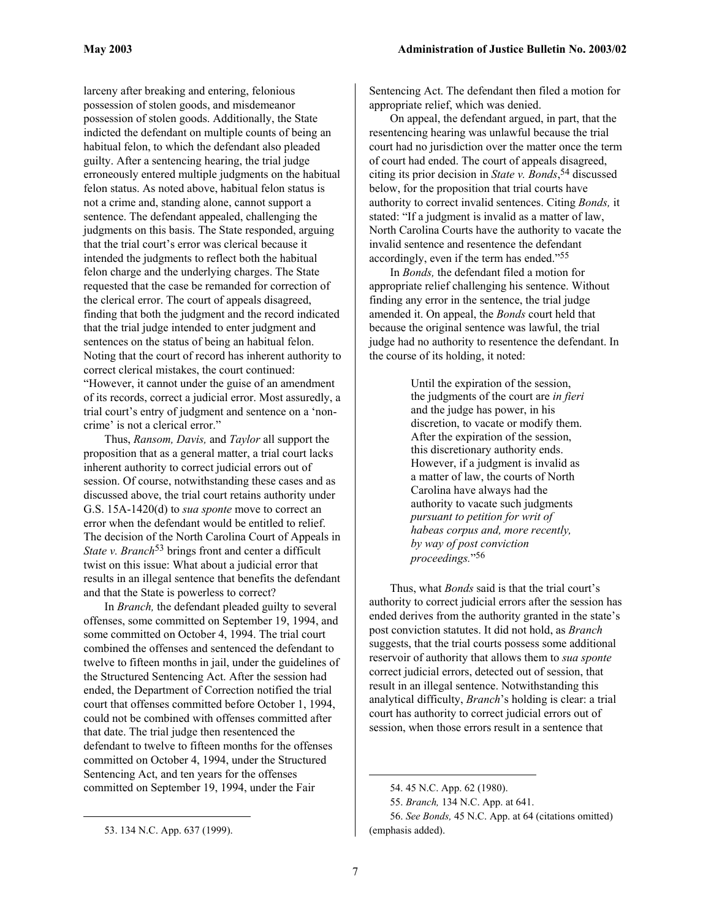larceny after breaking and entering, felonious possession of stolen goods, and misdemeanor possession of stolen goods. Additionally, the State indicted the defendant on multiple counts of being an habitual felon, to which the defendant also pleaded guilty. After a sentencing hearing, the trial judge erroneously entered multiple judgments on the habitual felon status. As noted above, habitual felon status is not a crime and, standing alone, cannot support a sentence. The defendant appealed, challenging the judgments on this basis. The State responded, arguing that the trial court's error was clerical because it intended the judgments to reflect both the habitual felon charge and the underlying charges. The State requested that the case be remanded for correction of the clerical error. The court of appeals disagreed, finding that both the judgment and the record indicated that the trial judge intended to enter judgment and sentences on the status of being an habitual felon. Noting that the court of record has inherent authority to correct clerical mistakes, the court continued: "However, it cannot under the guise of an amendment of its records, correct a judicial error. Most assuredly, a trial court's entry of judgment and sentence on a 'non-crime' is not a clerical error."

Thus, *Ransom, Davis,* and *Taylor* all support the proposition that as a general matter, a trial court lacks inherent authority to correct judicial errors out of session. Of course, notwithstanding these cases and as discussed above, the trial court retains authority under G.S. 15A-1420(d) to *sua sponte* move to correct an error when the defendant would be entitled to relief. The decision of the North Carolina Court of Appeals in *State v. Branch*[53] brings front and center a difficult twist on this issue: What about a judicial error that results in an illegal sentence that benefits the defendant and that the State is powerless to correct?

In *Branch,* the defendant pleaded guilty to several offenses, some committed on September 19, 1994, and some committed on October 4, 1994. The trial court combined the offenses and sentenced the defendant to twelve to fifteen months in jail, under the guidelines of the Structured Sentencing Act. After the session had ended, the Department of Correction notified the trial court that offenses committed before October 1, 1994, could not be combined with offenses committed after that date. The trial judge then resentenced the defendant to twelve to fifteen months for the offenses committed on October 4, 1994, under the Structured Sentencing Act, and ten years for the offenses committed on September 19, 1994, under the Fair Sentencing Act. The defendant then filed a motion for appropriate relief, which was denied.

On appeal, the defendant argued, in part, that the resentencing hearing was unlawful because the trial court had no jurisdiction over the matter once the term of court had ended. The court of appeals disagreed, citing its prior decision in *State v. Bonds*,[54] discussed below, for the proposition that trial courts have authority to correct invalid sentences. Citing *Bonds,* it stated: "If a judgment is invalid as a matter of law, North Carolina Courts have the authority to vacate the invalid sentence and resentence the defendant accordingly, even if the term has ended."[55]

In *Bonds,* the defendant filed a motion for appropriate relief challenging his sentence. Without finding any error in the sentence, the trial judge amended it. On appeal, the *Bonds* court held that because the original sentence was lawful, the trial judge had no authority to resentence the defendant. In the course of its holding, it noted:

> Until the expiration of the session, the judgments of the court are *in fieri* and the judge has power, in his discretion, to vacate or modify them. After the expiration of the session, this discretionary authority ends. However, if a judgment is invalid as a matter of law, the courts of North Carolina have always had the authority to vacate such judgments *pursuant to petition for writ of habeas corpus and, more recently, by way of post conviction proceedings.*"[56]

Thus, what *Bonds* said is that the trial court's authority to correct judicial errors after the session has ended derives from the authority granted in the state's post conviction statutes. It did not hold, as *Branch* suggests, that the trial courts possess some additional reservoir of authority that allows them to *sua sponte* correct judicial errors, detected out of session, that result in an illegal sentence. Notwithstanding this analytical difficulty, *Branch*'s holding is clear: a trial court has authority to correct judicial errors out of session, when those errors result in a sentence that

---

53. 134 N.C. App. 637 (1999).

54. 45 N.C. App. 62 (1980).

55. *Branch,* 134 N.C. App. at 641.

56. *See Bonds,* 45 N.C. App. at 64 (citations omitted) (emphasis added).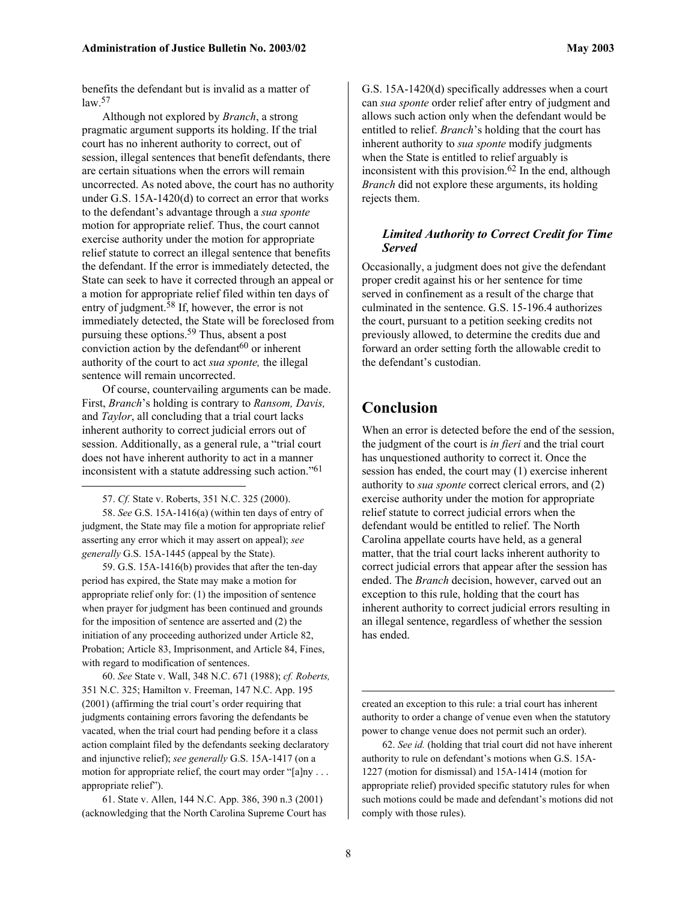benefits the defendant but is invalid as a matter of law.[57]

Although not explored by *Branch*, a strong pragmatic argument supports its holding. If the trial court has no inherent authority to correct, out of session, illegal sentences that benefit defendants, there are certain situations when the errors will remain uncorrected. As noted above, the court has no authority under G.S. 15A-1420(d) to correct an error that works to the defendant's advantage through a *sua sponte* motion for appropriate relief. Thus, the court cannot exercise authority under the motion for appropriate relief statute to correct an illegal sentence that benefits the defendant. If the error is immediately detected, the State can seek to have it corrected through an appeal or a motion for appropriate relief filed within ten days of entry of judgment.[58] If, however, the error is not immediately detected, the State will be foreclosed from pursuing these options.[59] Thus, absent a post conviction action by the defendant[60] or inherent authority of the court to act *sua sponte,* the illegal sentence will remain uncorrected.

Of course, countervailing arguments can be made. First, *Branch*'s holding is contrary to *Ransom, Davis,* and *Taylor*, all concluding that a trial court lacks inherent authority to correct judicial errors out of session. Additionally, as a general rule, a "trial court does not have inherent authority to act in a manner inconsistent with a statute addressing such action."[61] G.S. 15A-1420(d) specifically addresses when a court can *sua sponte* order relief after entry of judgment and allows such action only when the defendant would be entitled to relief. *Branch*'s holding that the court has inherent authority to *sua sponte* modify judgments when the State is entitled to relief arguably is inconsistent with this provision.[62] In the end, although *Branch* did not explore these arguments, its holding rejects them.

### *Limited Authority to Correct Credit for Time Served*

Occasionally, a judgment does not give the defendant proper credit against his or her sentence for time served in confinement as a result of the charge that culminated in the sentence. G.S. 15-196.4 authorizes the court, pursuant to a petition seeking credits not previously allowed, to determine the credits due and forward an order setting forth the allowable credit to the defendant's custodian.

## Conclusion

When an error is detected before the end of the session, the judgment of the court is *in fieri* and the trial court has unquestioned authority to correct it. Once the session has ended, the court may (1) exercise inherent authority to *sua sponte* correct clerical errors, and (2) exercise authority under the motion for appropriate relief statute to correct judicial errors when the defendant would be entitled to relief. The North Carolina appellate courts have held, as a general matter, that the trial court lacks inherent authority to correct judicial errors that appear after the session has ended. The *Branch* decision, however, carved out an exception to this rule, holding that the court has inherent authority to correct judicial errors resulting in an illegal sentence, regardless of whether the session has ended.

---

57. *Cf.* State v. Roberts, 351 N.C. 325 (2000).

58. *See* G.S. 15A-1416(a) (within ten days of entry of judgment, the State may file a motion for appropriate relief asserting any error which it may assert on appeal); *see generally* G.S. 15A-1445 (appeal by the State).

59. G.S. 15A-1416(b) provides that after the ten-day period has expired, the State may make a motion for appropriate relief only for: (1) the imposition of sentence when prayer for judgment has been continued and grounds for the imposition of sentence are asserted and (2) the initiation of any proceeding authorized under Article 82, Probation; Article 83, Imprisonment, and Article 84, Fines, with regard to modification of sentences.

60. *See* State v. Wall, 348 N.C. 671 (1988); *cf. Roberts,* 351 N.C. 325; Hamilton v. Freeman, 147 N.C. App. 195 (2001) (affirming the trial court's order requiring that judgments containing errors favoring the defendants be vacated, when the trial court had pending before it a class action complaint filed by the defendants seeking declaratory and injunctive relief); *see generally* G.S. 15A-1417 (on a motion for appropriate relief, the court may order "[a]ny . . . appropriate relief").

61. State v. Allen, 144 N.C. App. 386, 390 n.3 (2001) (acknowledging that the North Carolina Supreme Court has created an exception to this rule: a trial court has inherent authority to order a change of venue even when the statutory power to change venue does not permit such an order).

62. *See id.* (holding that trial court did not have inherent authority to rule on defendant's motions when G.S. 15A-1227 (motion for dismissal) and 15A-1414 (motion for appropriate relief) provided specific statutory rules for when such motions could be made and defendant's motions did not comply with those rules).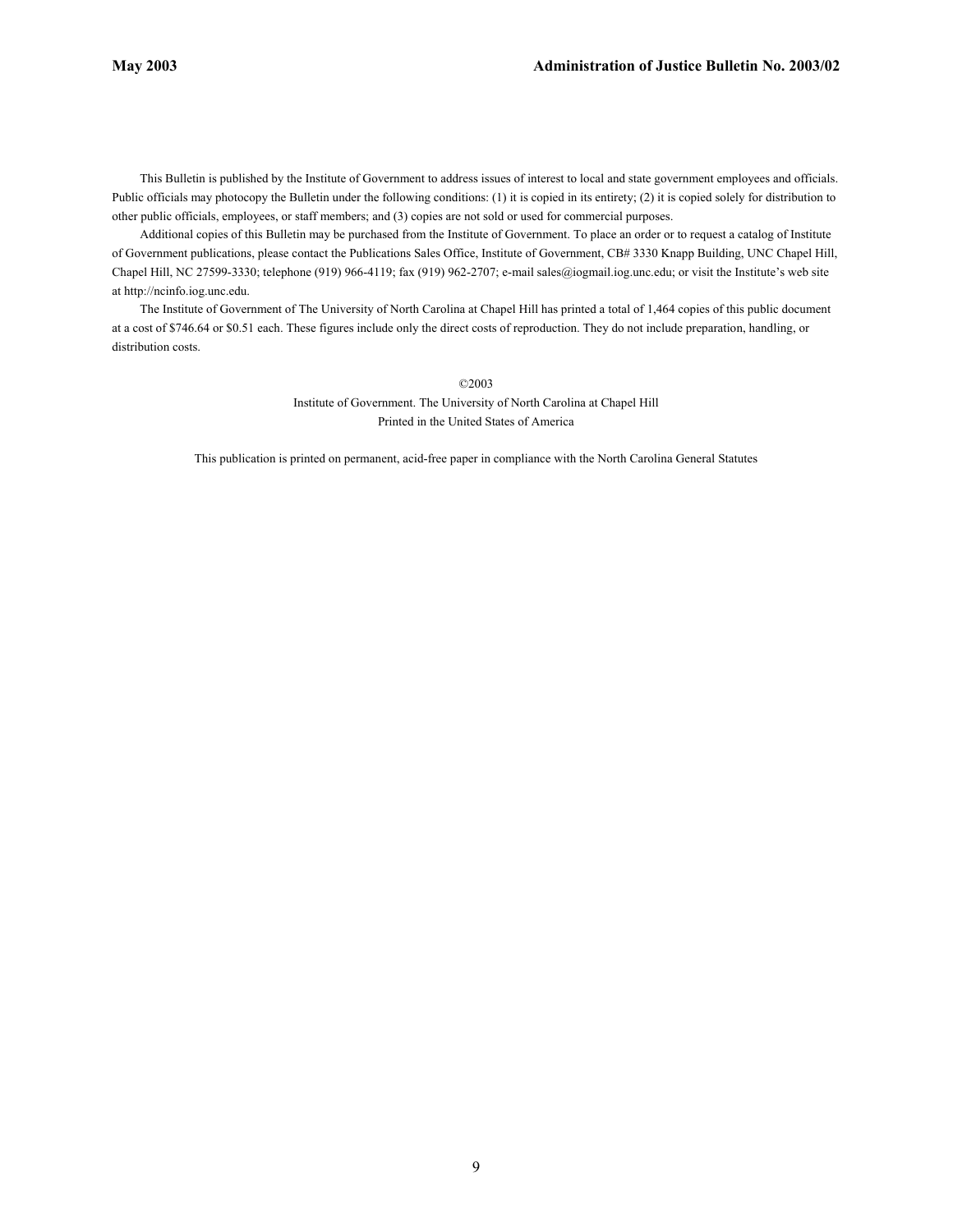This Bulletin is published by the Institute of Government to address issues of interest to local and state government employees and officials. Public officials may photocopy the Bulletin under the following conditions: (1) it is copied in its entirety; (2) it is copied solely for distribution to other public officials, employees, or staff members; and (3) copies are not sold or used for commercial purposes.

Additional copies of this Bulletin may be purchased from the Institute of Government. To place an order or to request a catalog of Institute of Government publications, please contact the Publications Sales Office, Institute of Government, CB# 3330 Knapp Building, UNC Chapel Hill, Chapel Hill, NC 27599-3330; telephone (919) 966-4119; fax (919) 962-2707; e-mail sales@iogmail.iog.unc.edu; or visit the Institute's web site at http://ncinfo.iog.unc.edu.

The Institute of Government of The University of North Carolina at Chapel Hill has printed a total of 1,464 copies of this public document at a cost of $746.64 or $0.51 each. These figures include only the direct costs of reproduction. They do not include preparation, handling, or distribution costs.

©2003
Institute of Government. The University of North Carolina at Chapel Hill
Printed in the United States of America

This publication is printed on permanent, acid-free paper in compliance with the North Carolina General Statutes